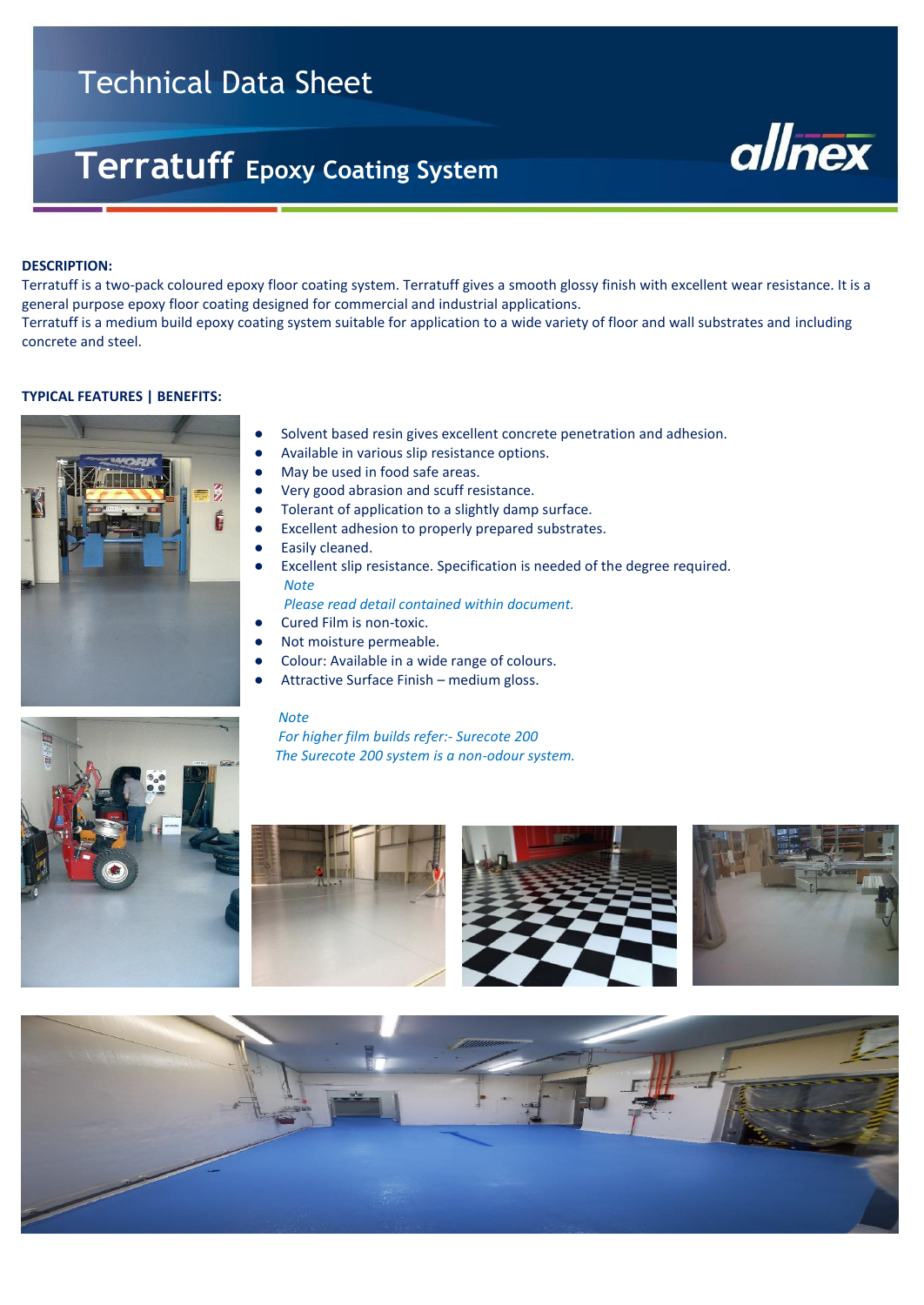# Technical Data Sheet

## Terratuff Epoxy Coating System

**DESCRIPTION:**

Terratuff is a two-pack coloured epoxy floor coating system. Terratuff gives a smooth glossy finish with excellent wear resistance. It is a general purpose epoxy floor coating designed for commercial and industrial applications.
Terratuff is a medium build epoxy coating system suitable for application to a wide variety of floor and wall substrates and including concrete and steel.

**TYPICAL FEATURES | BENEFITS:**

- Solvent based resin gives excellent concrete penetration and adhesion.
- Available in various slip resistance options.
- May be used in food safe areas.
- Very good abrasion and scuff resistance.
- Tolerant of application to a slightly damp surface.
- Excellent adhesion to properly prepared substrates.
- Easily cleaned.
- Excellent slip resistance. Specification is needed of the degree required.
  *Note*
  *Please read detail contained within document.*
- Cured Film is non-toxic.
- Not moisture permeable.
- Colour: Available in a wide range of colours.
- Attractive Surface Finish – medium gloss.

*Note*
*For higher film builds refer:- Surecote 200*
*The Surecote 200 system is a non-odour system.*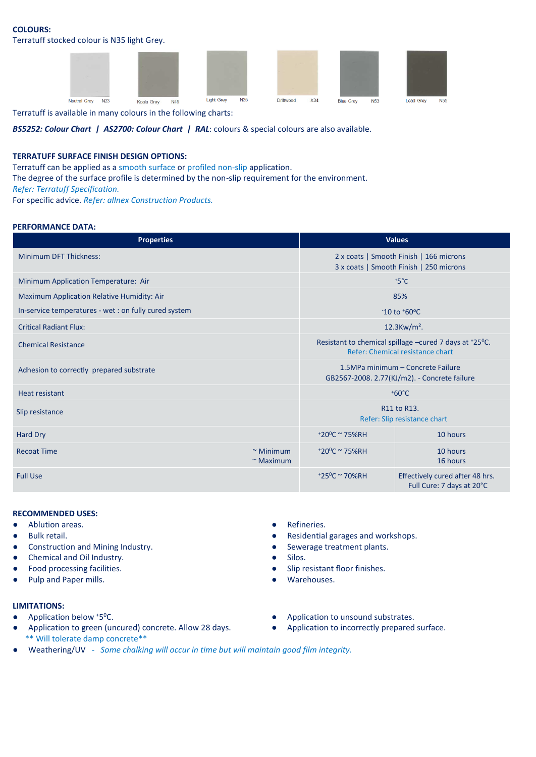**COLOURS:**
Terratuff stocked colour is N35 light Grey.

Neutral Grey N23 | Koala Grey N45 | Light Grey N35 | Driftwood X34 | Blue Grey N53 | Lead Grey N55

Terratuff is available in many colours in the following charts:

***BS5252: Colour Chart* | *AS2700: Colour Chart* | *RAL***: colours & special colours are also available.

**TERRATUFF SURFACE FINISH DESIGN OPTIONS:**
Terratuff can be applied as a smooth surface or profiled non-slip application.
The degree of the surface profile is determined by the non-slip requirement for the environment.
*Refer: Terratuff Specification.*
For specific advice. *Refer: allnex Construction Products.*

**PERFORMANCE DATA:**

| Properties | | Values | |
|---|---|---|---|
| Minimum DFT Thickness: | | 2 x coats \| Smooth Finish \| 166 microns<br>3 x coats \| Smooth Finish \| 250 microns | |
| Minimum Application Temperature: Air | | $^{+}5$°C | |
| Maximum Application Relative Humidity: Air | | 85% | |
| In-service temperatures - wet : on fully cured system | | $^{-}10$ to $^{+}60$°C | |
| Critical Radiant Flux: | | 12.3Kw/m². | |
| Chemical Resistance | | Resistant to chemical spillage –cured 7 days at $^{+}25^{0}$C.<br>Refer: Chemical resistance chart | |
| Adhesion to correctly prepared substrate | | 1.5MPa minimum – Concrete Failure<br>GB2567-2008. 2.77(KJ/m2). - Concrete failure | |
| Heat resistant | | $^{+}60$°C | |
| Slip resistance | | R11 to R13.<br>Refer: Slip resistance chart | |
| Hard Dry | | $^{+}20^{0}$C ~ 75%RH | 10 hours |
| Recoat Time | ~ Minimum<br>~ Maximum | $^{+}20^{0}$C ~ 75%RH | 10 hours<br>16 hours |
| Full Use | | $^{+}25^{0}$C ~ 70%RH | Effectively cured after 48 hrs.<br>Full Cure: 7 days at 20°C |

**RECOMMENDED USES:**

- Ablution areas.
- Bulk retail.
- Construction and Mining Industry.
- Chemical and Oil Industry.
- Food processing facilities.
- Pulp and Paper mills.
- Refineries.
- Residential garages and workshops.
- Sewerage treatment plants.
- Silos.
- Slip resistant floor finishes.
- Warehouses.

**LIMITATIONS:**

- Application below $^{+}5^{0}$C.
- Application to green (uncured) concrete. Allow 28 days.
  ** Will tolerate damp concrete**
- Application to unsound substrates.
- Application to incorrectly prepared surface.
- Weathering/UV - *Some chalking will occur in time but will maintain good film integrity.*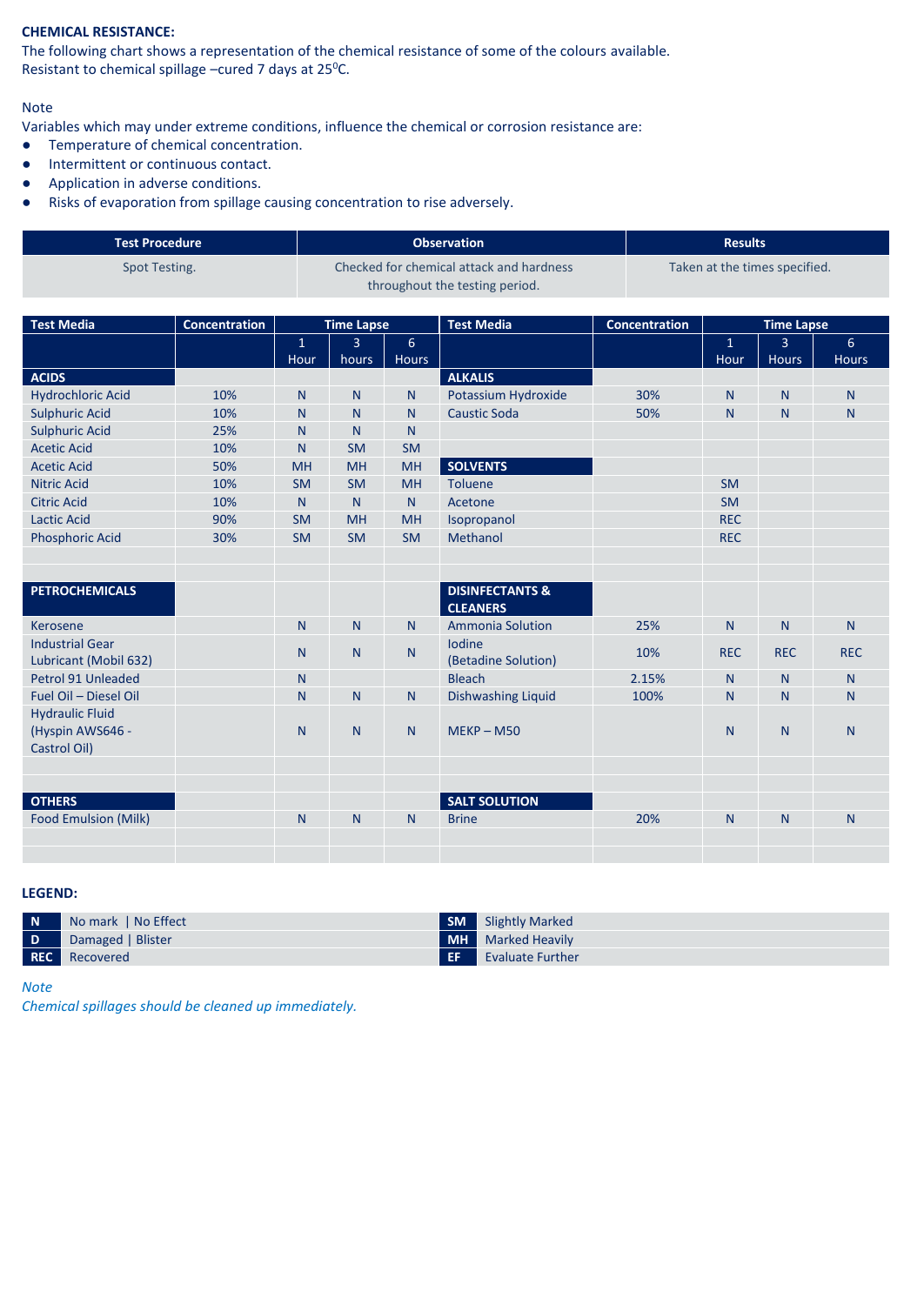**CHEMICAL RESISTANCE:**
The following chart shows a representation of the chemical resistance of some of the colours available.
Resistant to chemical spillage –cured 7 days at 25$^0$C.

Note
Variables which may under extreme conditions, influence the chemical or corrosion resistance are:

- Temperature of chemical concentration.
- Intermittent or continuous contact.
- Application in adverse conditions.
- Risks of evaporation from spillage causing concentration to rise adversely.

| Test Procedure | Observation | Results |
|---|---|---|
| Spot Testing. | Checked for chemical attack and hardness throughout the testing period. | Taken at the times specified. |

| Test Media | Concentration | Time Lapse | | | Test Media | Concentration | Time Lapse | | |
|---|---|---|---|---|---|---|---|---|---|
| | | 1 Hour | 3 hours | 6 Hours | | | 1 Hour | 3 Hours | 6 Hours |
| **ACIDS** | | | | | **ALKALIS** | | | | |
| Hydrochloric Acid | 10% | N | N | N | Potassium Hydroxide | 30% | N | N | N |
| Sulphuric Acid | 10% | N | N | N | Caustic Soda | 50% | N | N | N |
| Sulphuric Acid | 25% | N | N | N | | | | | |
| Acetic Acid | 10% | N | SM | SM | | | | | |
| Acetic Acid | 50% | MH | MH | MH | **SOLVENTS** | | | | |
| Nitric Acid | 10% | SM | SM | MH | Toluene | | SM | | |
| Citric Acid | 10% | N | N | N | Acetone | | SM | | |
| Lactic Acid | 90% | SM | MH | MH | Isopropanol | | REC | | |
| Phosphoric Acid | 30% | SM | SM | SM | Methanol | | REC | | |
| | | | | | | | | | |
| | | | | | | | | | |
| **PETROCHEMICALS** | | | | | **DISINFECTANTS & CLEANERS** | | | | |
| Kerosene | | N | N | N | Ammonia Solution | 25% | N | N | N |
| Industrial Gear Lubricant (Mobil 632) | | N | N | N | Iodine (Betadine Solution) | 10% | REC | REC | REC |
| Petrol 91 Unleaded | | N | | | Bleach | 2.15% | N | N | N |
| Fuel Oil – Diesel Oil | | N | N | N | Dishwashing Liquid | 100% | N | N | N |
| Hydraulic Fluid (Hyspin AWS646 - Castrol Oil) | | N | N | N | MEKP – M50 | | N | N | N |
| | | | | | | | | | |
| | | | | | | | | | |
| **OTHERS** | | | | | **SALT SOLUTION** | | | | |
| Food Emulsion (Milk) | | N | N | N | Brine | 20% | N | N | N |
| | | | | | | | | | |
| | | | | | | | | | |

**LEGEND:**

| | | | |
|---|---|---|---|
| **N** | No mark \| No Effect | **SM** | Slightly Marked |
| **D** | Damaged \| Blister | **MH** | Marked Heavily |
| **REC** | Recovered | **EF** | Evaluate Further |

*Note*
*Chemical spillages should be cleaned up immediately.*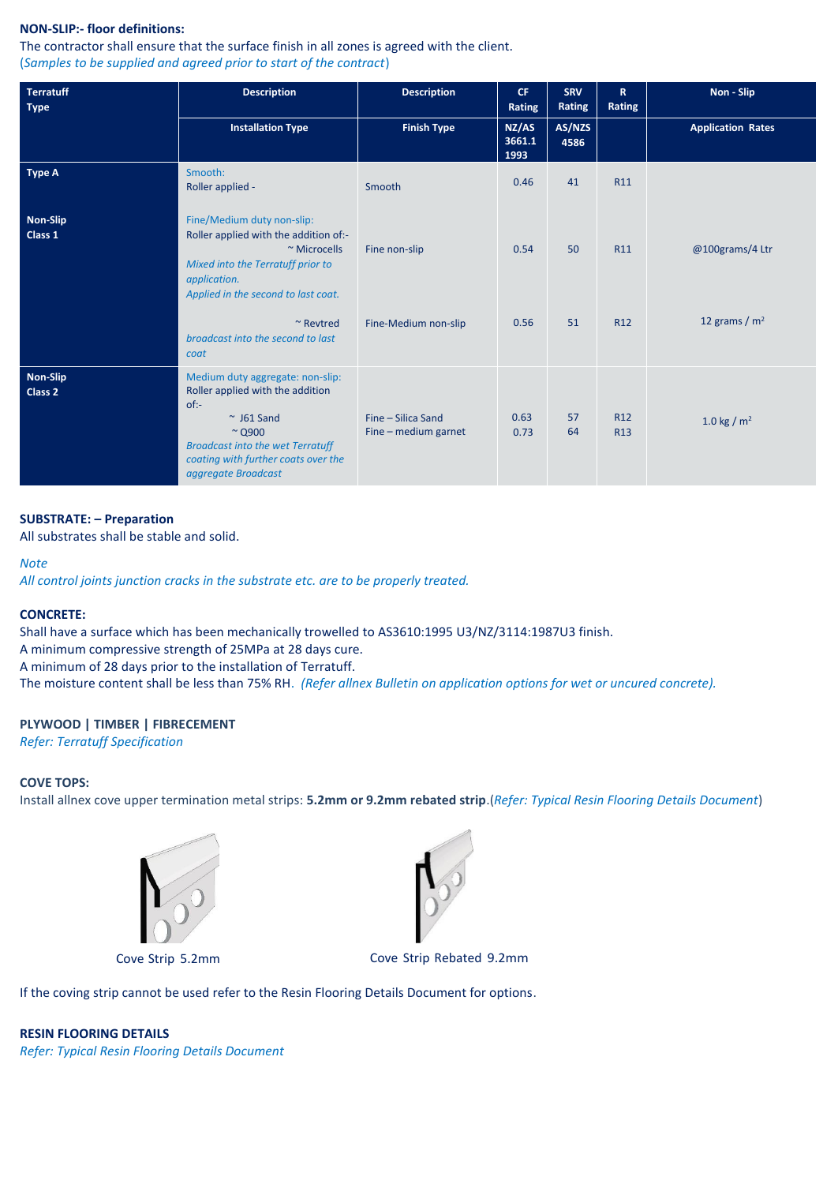**NON-SLIP:- floor definitions:**

The contractor shall ensure that the surface finish in all zones is agreed with the client.
(*Samples to be supplied and agreed prior to start of the contract*)

| Terratuff Type | Description | Description | CF Rating | SRV Rating | R Rating | Non - Slip |
|---|---|---|---|---|---|---|
| | Installation Type | Finish Type | NZ/AS 3661.1 1993 | AS/NZS 4586 | | Application Rates |
| **Type A** | Smooth: Roller applied - | Smooth | 0.46 | 41 | R11 | |
| **Non-Slip Class 1** | Fine/Medium duty non-slip: Roller applied with the addition of:- ~ Microcells *Mixed into the Terratuff prior to application. Applied in the second to last coat.* | Fine non-slip | 0.54 | 50 | R11 | @100grams/4 Ltr |
| | ~ Revtred *broadcast into the second to last coat* | Fine-Medium non-slip | 0.56 | 51 | R12 | 12 grams / m² |
| **Non-Slip Class 2** | Medium duty aggregate: non-slip: Roller applied with the addition of:- ~ J61 Sand ~ Q900 *Broadcast into the wet Terratuff coating with further coats over the aggregate Broadcast* | Fine – Silica Sand<br>Fine – medium garnet | 0.63<br>0.73 | 57<br>64 | R12<br>R13 | 1.0 kg / m² |

**SUBSTRATE: – Preparation**

All substrates shall be stable and solid.

*Note*

*All control joints junction cracks in the substrate etc. are to be properly treated.*

**CONCRETE:**

Shall have a surface which has been mechanically trowelled to AS3610:1995 U3/NZ/3114:1987U3 finish.
A minimum compressive strength of 25MPa at 28 days cure.
A minimum of 28 days prior to the installation of Terratuff.
The moisture content shall be less than 75% RH. *(Refer allnex Bulletin on application options for wet or uncured concrete).*

**PLYWOOD | TIMBER | FIBRECEMENT**

*Refer: Terratuff Specification*

**COVE TOPS:**

Install allnex cove upper termination metal strips: **5.2mm or 9.2mm rebated strip**.(*Refer: Typical Resin Flooring Details Document*)

Cove Strip 5.2mm

Cove Strip Rebated 9.2mm

If the coving strip cannot be used refer to the Resin Flooring Details Document for options.

**RESIN FLOORING DETAILS**

*Refer: Typical Resin Flooring Details Document*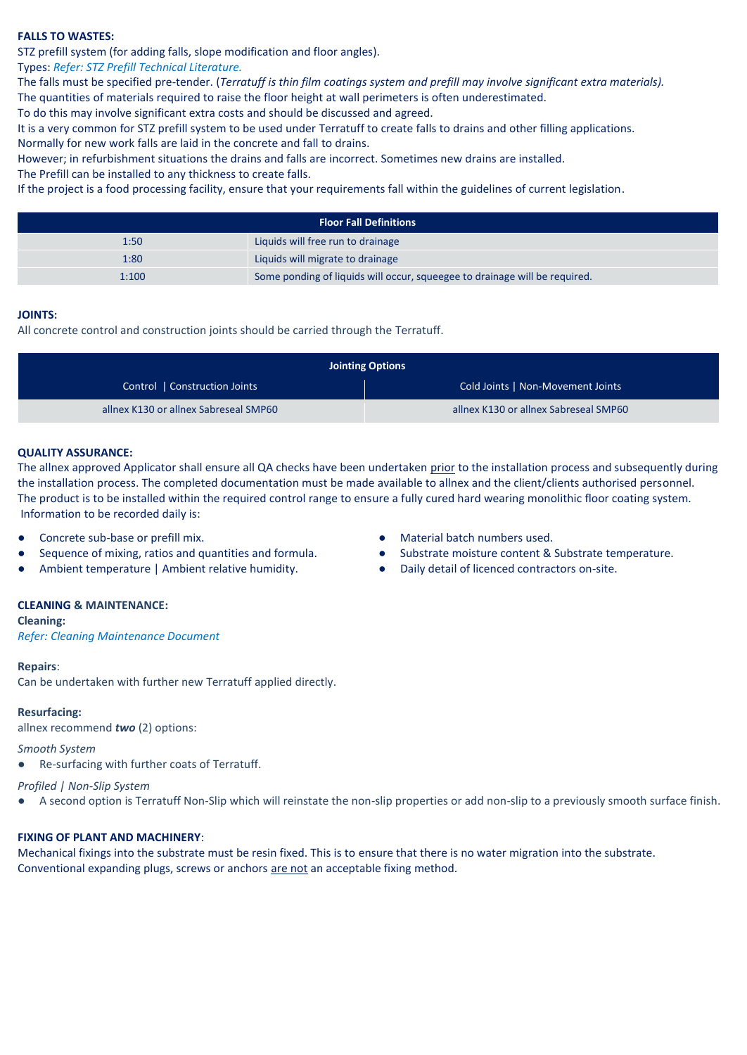**FALLS TO WASTES:**

STZ prefill system (for adding falls, slope modification and floor angles).

Types: *Refer: STZ Prefill Technical Literature.*

The falls must be specified pre-tender. (*Terratuff is thin film coatings system and prefill may involve significant extra materials).*

The quantities of materials required to raise the floor height at wall perimeters is often underestimated.

To do this may involve significant extra costs and should be discussed and agreed.

It is a very common for STZ prefill system to be used under Terratuff to create falls to drains and other filling applications.

Normally for new work falls are laid in the concrete and fall to drains.

However; in refurbishment situations the drains and falls are incorrect. Sometimes new drains are installed.

The Prefill can be installed to any thickness to create falls.

If the project is a food processing facility, ensure that your requirements fall within the guidelines of current legislation.

| Floor Fall Definitions | |
|---|---|
| 1:50 | Liquids will free run to drainage |
| 1:80 | Liquids will migrate to drainage |
| 1:100 | Some ponding of liquids will occur, squeegee to drainage will be required. |

**JOINTS:**

All concrete control and construction joints should be carried through the Terratuff.

| Jointing Options | |
|---|---|
| Control \| Construction Joints | Cold Joints \| Non-Movement Joints |
| allnex K130 or allnex Sabreseal SMP60 | allnex K130 or allnex Sabreseal SMP60 |

**QUALITY ASSURANCE:**

The allnex approved Applicator shall ensure all QA checks have been undertaken prior to the installation process and subsequently during the installation process. The completed documentation must be made available to allnex and the client/clients authorised personnel. The product is to be installed within the required control range to ensure a fully cured hard wearing monolithic floor coating system. Information to be recorded daily is:

- Concrete sub-base or prefill mix.
- Sequence of mixing, ratios and quantities and formula.
- Ambient temperature | Ambient relative humidity.
- Material batch numbers used.
- Substrate moisture content & Substrate temperature.
- Daily detail of licenced contractors on-site.

**CLEANING & MAINTENANCE:**

**Cleaning:**

*Refer: Cleaning Maintenance Document*

**Repairs**:

Can be undertaken with further new Terratuff applied directly.

**Resurfacing:**

allnex recommend ***two*** (2) options:

*Smooth System*

- Re-surfacing with further coats of Terratuff.

*Profiled | Non-Slip System*

- A second option is Terratuff Non-Slip which will reinstate the non-slip properties or add non-slip to a previously smooth surface finish.

**FIXING OF PLANT AND MACHINERY**:

Mechanical fixings into the substrate must be resin fixed. This is to ensure that there is no water migration into the substrate. Conventional expanding plugs, screws or anchors are not an acceptable fixing method.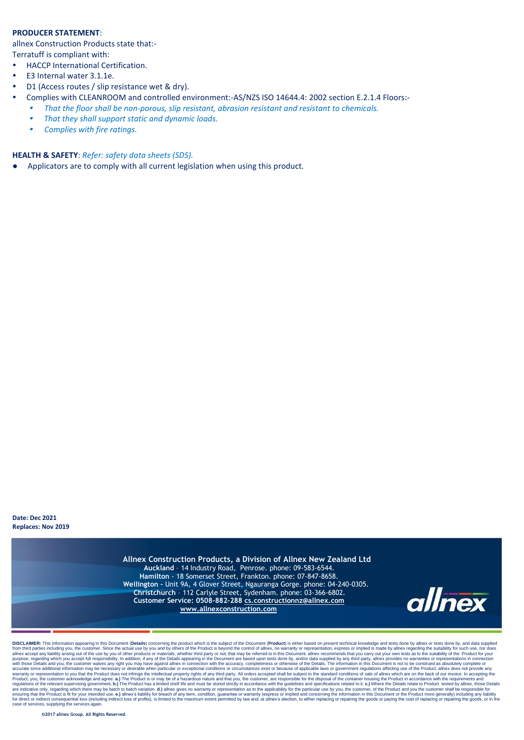**PRODUCER STATEMENT**:

allnex Construction Products state that:-

Terratuff is compliant with:

- HACCP International Certification.
- E3 Internal water 3.1.1e.
- D1 (Access routes / slip resistance wet & dry).
- Complies with CLEANROOM and controlled environment:-AS/NZS ISO 14644.4: 2002 section E.2.1.4 Floors:-
  - *That the floor shall be non-porous, slip resistant, abrasion resistant and resistant to chemicals.*
  - *That they shall support static and dynamic loads.*
  - *Complies with fire ratings.*

**HEALTH & SAFETY**: *Refer: safety data sheets (SDS).*

- Applicators are to comply with all current legislation when using this product.

**Date: Dec 2021**
**Replaces: Nov 2019**

**Allnex Construction Products, a Division of Allnex New Zealand Ltd**
**Auckland** - 14 Industry Road, Penrose. phone: 09-583-6544.
**Hamilton** - 18 Somerset Street, Frankton. phone: 07-847-8658.
**Wellington** - Unit 9A, 4 Glover Street, Ngauranga Gorge. phone: 04-240-0305.
**Christchurch** - 112 Carlyle Street, Sydenham. phone: 03-366-6802.
**Customer Service: 0508-882-288 cs.constructionnz@allnex.com**
**www.allnexconstruction.com**

allnex

**DISCLAIMER:** This information appearing in this Document (**Details**) concerning the product which is the subject of the Document (**Product**) is either based on present technical knowledge and tests done by allnex or tests done by, and data supplied from third parties including you, the customer. Since the actual use by you and by others of the Product is beyond the control of allnex, no warranty or representation, express or implied is made by allnex regarding the suitability for such use, nor does allnex accept any liability arising out of the use by you of other products or materials, whether third party or not, that may be referred to in this Document. allnex recommends that you carry out your own tests as to the suitability of the Product for your purpose, regarding which you accept full responsibility. In addition, if any of the Details appearing in the Document are based upon tests done by, and/or data supplied by any third party, allnex provides no warranties or representations in connection with those Details and you, the customer waives any right you may have against allnex in connection with the accuracy, completeness or otherwise of the Details. The information in this Document is not to be construed as absolutely complete or accurate since additional information may be necessary or desirable when particular or exceptional conditions or circumstances exist or because of applicable laws or government regulations affecting use of the Product. allnex does not provide any warranty or representation to you that the Product does not infringe the intellectual property rights of any third party. All orders accepted shall be subject to the standard conditions of sale of allnex which are on the back of our invoice. In accepting the Product, you, the customer acknowledge and agree: **a.)** The Product is or may be of a hazardous nature and that you, the customer, are responsible for the disposal of the container housing the Product in accordance with the requirements and regulations of the relevant supervising government. **b.)** The Product has a limited shelf life and must be stored strictly in accordance with the guidelines and specifications related to it. **c.)** Where the Details relate to Product tested by allnex, those Details are indicative only, regarding which there may be batch to batch variation. **d.)** allnex gives no warranty or representation as to the applicability for the particular use by you, the customer, of the Product and you the customer shall be responsible for ensuring that the Product is fit for your intended use. **e.)** allnex's liability for breach of any term, condition, guarantee or warranty (express or implied and concerning the information in this Document or the Product more generally) including any liability for direct or indirect consequential loss (including indirect loss of profits), is limited to the maximum extent permitted by law and, at allnex's election, to either replacing or repairing the goods or paying the cost of replacing or repairing the goods, or in the case of services, supplying the services again.

**©2017 allnex Group. All Rights Reserved.**